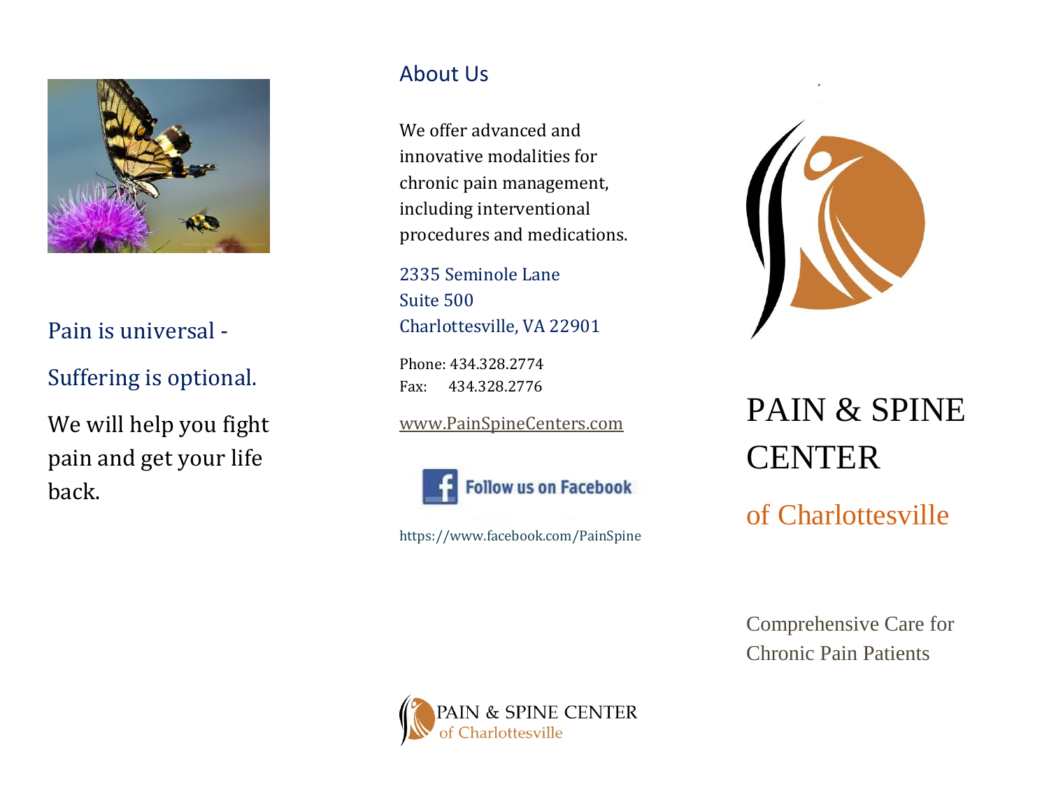Pain is universal -

Suffering is optional.

We will help you fight pain and get your life back.

## About Us

We offer advanced and innovative modalities for chronic pain management, including interventional procedures and medications.

2335 Seminole Lane
Suite 500
Charlottesville, VA 22901

Phone: 434.328.2774
Fax: 434.328.2776

www.PainSpineCenters.com

Follow us on Facebook

https://www.facebook.com/PainSpine

PAIN & SPINE CENTER
of Charlottesville

# PAIN & SPINE CENTER

## of Charlottesville

Comprehensive Care for Chronic Pain Patients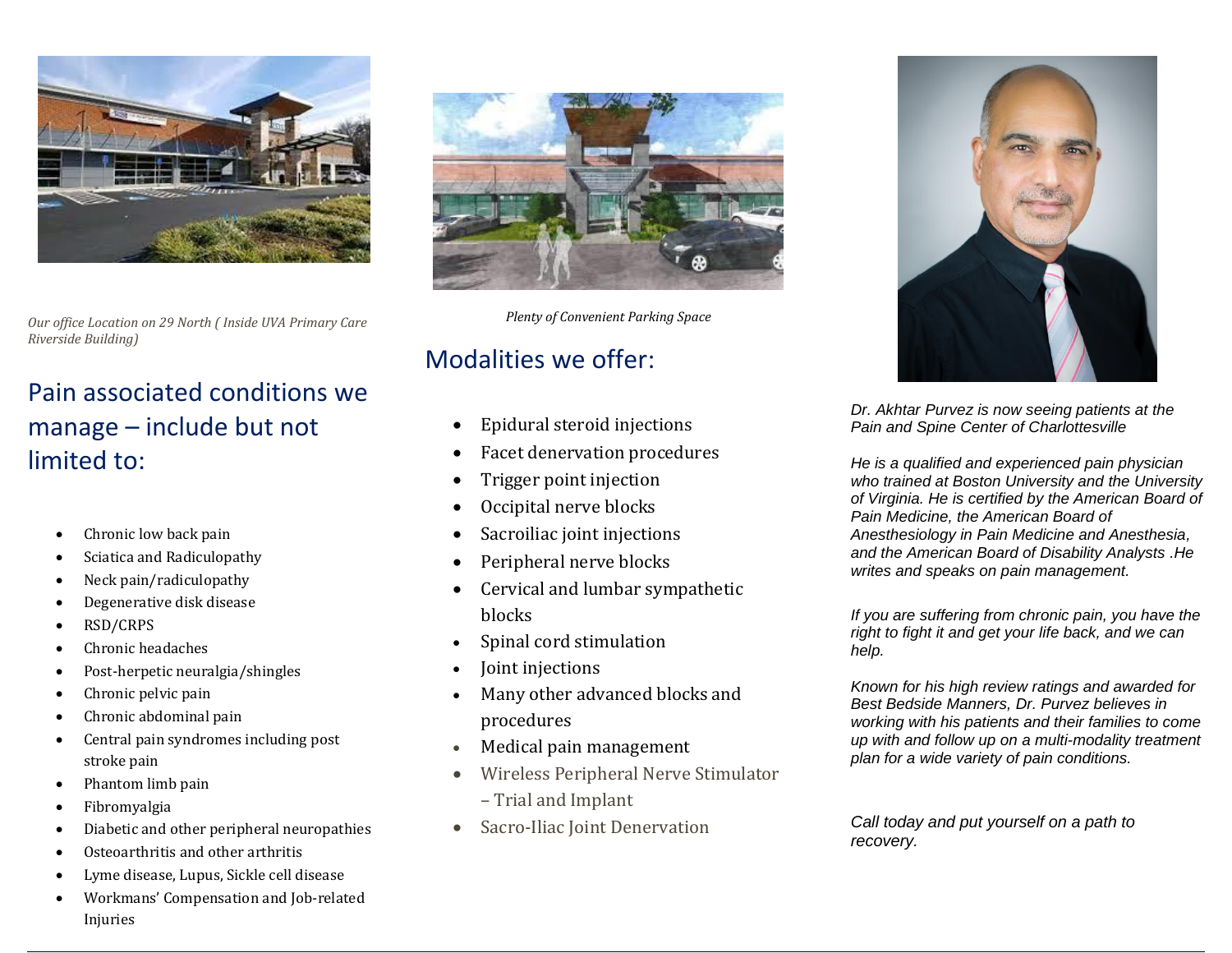*Our office Location on 29 North ( Inside UVA Primary Care Riverside Building)*

## Pain associated conditions we manage – include but not limited to:

- Chronic low back pain
- Sciatica and Radiculopathy
- Neck pain/radiculopathy
- Degenerative disk disease
- RSD/CRPS
- Chronic headaches
- Post-herpetic neuralgia/shingles
- Chronic pelvic pain
- Chronic abdominal pain
- Central pain syndromes including post stroke pain
- Phantom limb pain
- Fibromyalgia
- Diabetic and other peripheral neuropathies
- Osteoarthritis and other arthritis
- Lyme disease, Lupus, Sickle cell disease
- Workmans' Compensation and Job-related Injuries

*Plenty of Convenient Parking Space*

## Modalities we offer:

- Epidural steroid injections
- Facet denervation procedures
- Trigger point injection
- Occipital nerve blocks
- Sacroiliac joint injections
- Peripheral nerve blocks
- Cervical and lumbar sympathetic blocks
- Spinal cord stimulation
- Joint injections
- Many other advanced blocks and procedures
- Medical pain management
- Wireless Peripheral Nerve Stimulator – Trial and Implant
- Sacro-Iliac Joint Denervation

*Dr. Akhtar Purvez is now seeing patients at the Pain and Spine Center of Charlottesville*

*He is a qualified and experienced pain physician who trained at Boston University and the University of Virginia. He is certified by the American Board of Pain Medicine, the American Board of Anesthesiology in Pain Medicine and Anesthesia, and the American Board of Disability Analysts .He writes and speaks on pain management.*

*If you are suffering from chronic pain, you have the right to fight it and get your life back, and we can help.*

*Known for his high review ratings and awarded for Best Bedside Manners, Dr. Purvez believes in working with his patients and their families to come up with and follow up on a multi-modality treatment plan for a wide variety of pain conditions.*

*Call today and put yourself on a path to recovery.*